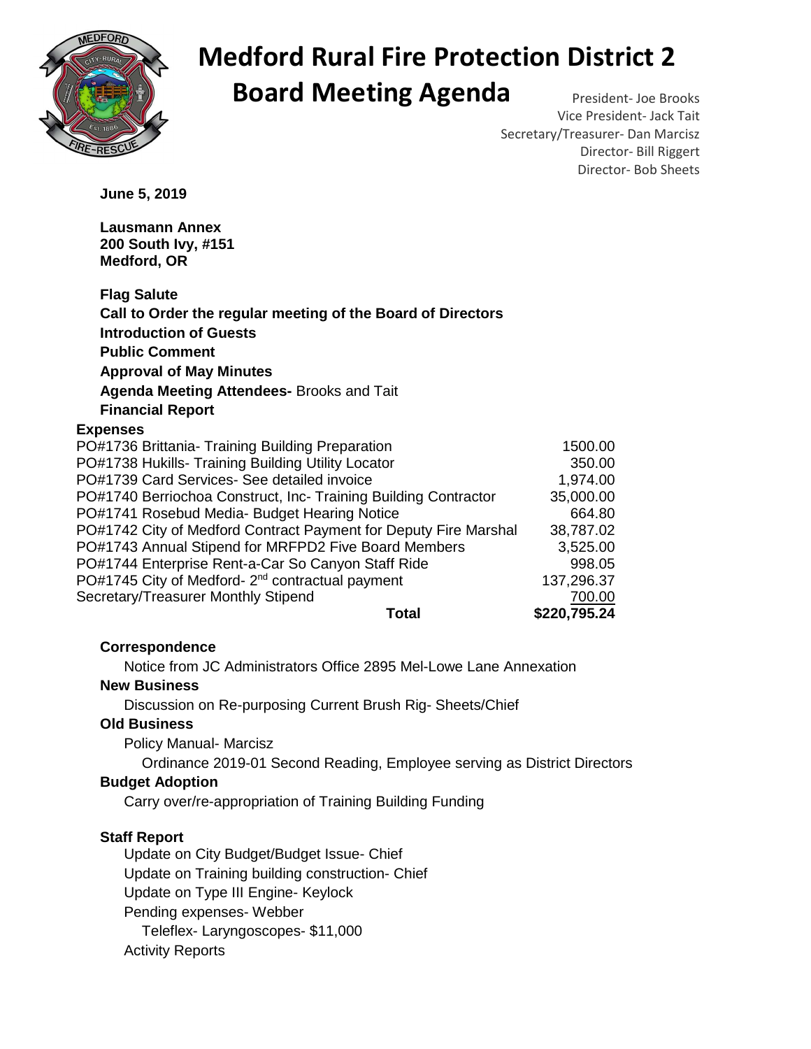# Medford Rural Fire Protection District 2

# Board Meeting Agenda

President- Joe Brooks
Vice President- Jack Tait
Secretary/Treasurer- Dan Marcisz
Director- Bill Riggert
Director- Bob Sheets

**June 5, 2019**

**Lausmann Annex**
**200 South Ivy, #151**
**Medford, OR**

**Flag Salute**
**Call to Order the regular meeting of the Board of Directors**
**Introduction of Guests**
**Public Comment**
**Approval of May Minutes**
**Agenda Meeting Attendees-** Brooks and Tait
**Financial Report**

**Expenses**

| | |
|---|---|
| PO#1736 Brittania- Training Building Preparation | 1500.00 |
| PO#1738 Hukills- Training Building Utility Locator | 350.00 |
| PO#1739 Card Services- See detailed invoice | 1,974.00 |
| PO#1740 Berriochoa Construct, Inc- Training Building Contractor | 35,000.00 |
| PO#1741 Rosebud Media- Budget Hearing Notice | 664.80 |
| PO#1742 City of Medford Contract Payment for Deputy Fire Marshal | 38,787.02 |
| PO#1743 Annual Stipend for MRFPD2 Five Board Members | 3,525.00 |
| PO#1744 Enterprise Rent-a-Car So Canyon Staff Ride | 998.05 |
| PO#1745 City of Medford- 2nd contractual payment | 137,296.37 |
| Secretary/Treasurer Monthly Stipend | 700.00 |
| **Total** | **$220,795.24** |

**Correspondence**

Notice from JC Administrators Office 2895 Mel-Lowe Lane Annexation

**New Business**

Discussion on Re-purposing Current Brush Rig- Sheets/Chief

**Old Business**

Policy Manual- Marcisz

Ordinance 2019-01 Second Reading, Employee serving as District Directors

**Budget Adoption**

Carry over/re-appropriation of Training Building Funding

**Staff Report**

Update on City Budget/Budget Issue- Chief
Update on Training building construction- Chief
Update on Type III Engine- Keylock
Pending expenses- Webber

Teleflex- Laryngoscopes- $11,000

Activity Reports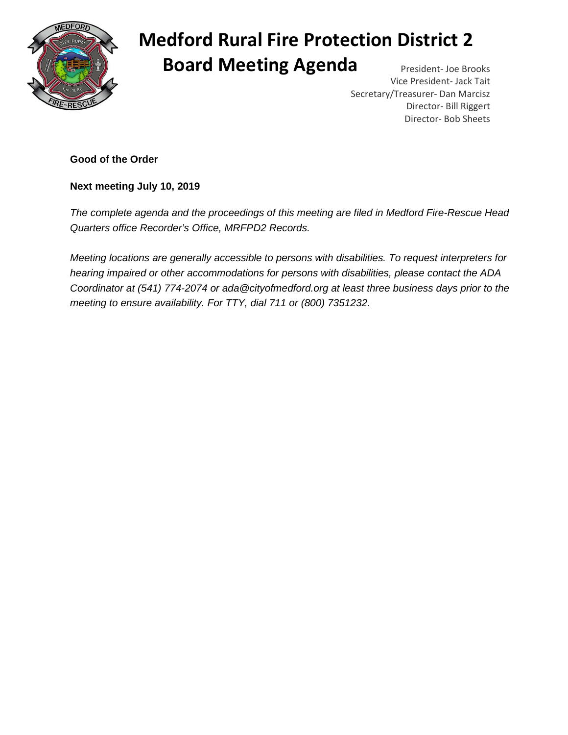# Medford Rural Fire Protection District 2

# Board Meeting Agenda

President- Joe Brooks
Vice President- Jack Tait
Secretary/Treasurer- Dan Marcisz
Director- Bill Riggert
Director- Bob Sheets

**Good of the Order**

**Next meeting July 10, 2019**

*The complete agenda and the proceedings of this meeting are filed in Medford Fire-Rescue Head Quarters office Recorder's Office, MRFPD2 Records.*

*Meeting locations are generally accessible to persons with disabilities. To request interpreters for hearing impaired or other accommodations for persons with disabilities, please contact the ADA Coordinator at (541) 774-2074 or ada@cityofmedford.org at least three business days prior to the meeting to ensure availability. For TTY, dial 711 or (800) 7351232.*